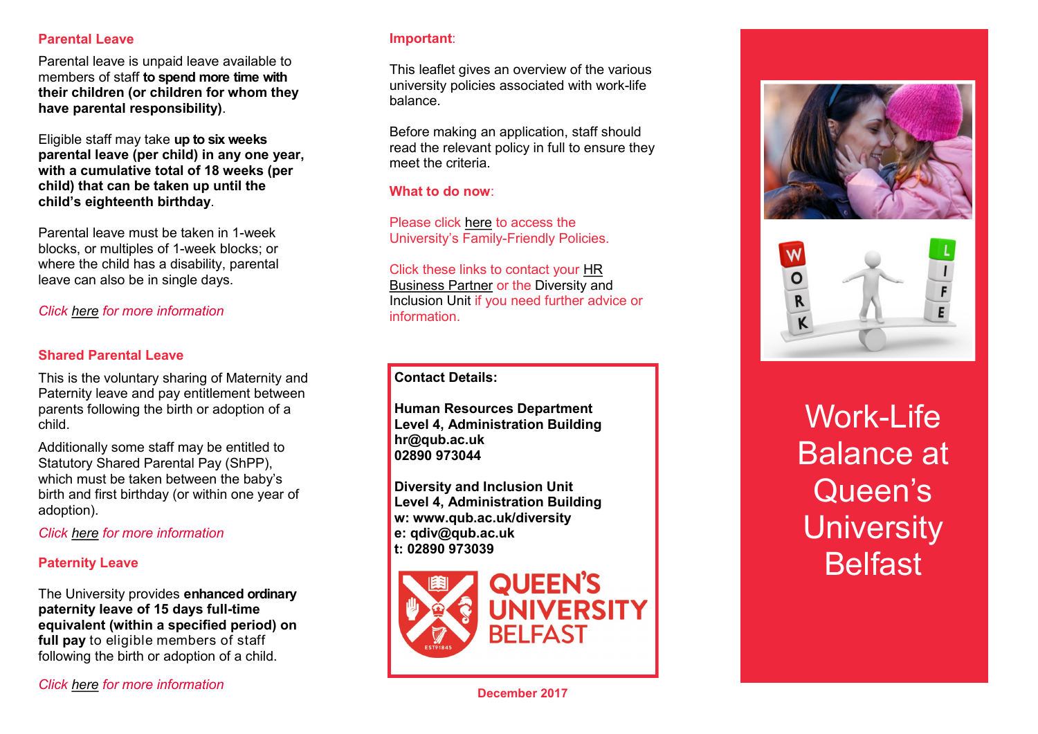## Parental Leave

Parental leave is unpaid leave available to members of staff **to spend more time with their children (or children for whom they have parental responsibility)**.

Eligible staff may take **up to six weeks parental leave (per child) in any one year, with a cumulative total of 18 weeks (per child) that can be taken up until the child's eighteenth birthday**.

Parental leave must be taken in 1-week blocks, or multiples of 1-week blocks; or where the child has a disability, parental leave can also be in single days.

*Click here for more information*

## Shared Parental Leave

This is the voluntary sharing of Maternity and Paternity leave and pay entitlement between parents following the birth or adoption of a child.

Additionally some staff may be entitled to Statutory Shared Parental Pay (ShPP), which must be taken between the baby's birth and first birthday (or within one year of adoption).

*Click here for more information*

## Paternity Leave

The University provides **enhanced ordinary paternity leave of 15 days full-time equivalent (within a specified period) on full pay** to eligible members of staff following the birth or adoption of a child.

*Click here for more information*

**Important**:

This leaflet gives an overview of the various university policies associated with work-life balance.

Before making an application, staff should read the relevant policy in full to ensure they meet the criteria.

**What to do now**:

Please click here to access the University's Family-Friendly Policies.

Click these links to contact your HR Business Partner or the Diversity and Inclusion Unit if you need further advice or information.

**Contact Details:**

**Human Resources Department**
**Level 4, Administration Building**
**hr@qub.ac.uk**
**02890 973044**

**Diversity and Inclusion Unit**
**Level 4, Administration Building**
**w: www.qub.ac.uk/diversity**
**e: qdiv@qub.ac.uk**
**t: 02890 973039**

QUEEN'S UNIVERSITY BELFAST

**December 2017**

# Work-Life Balance at Queen's University Belfast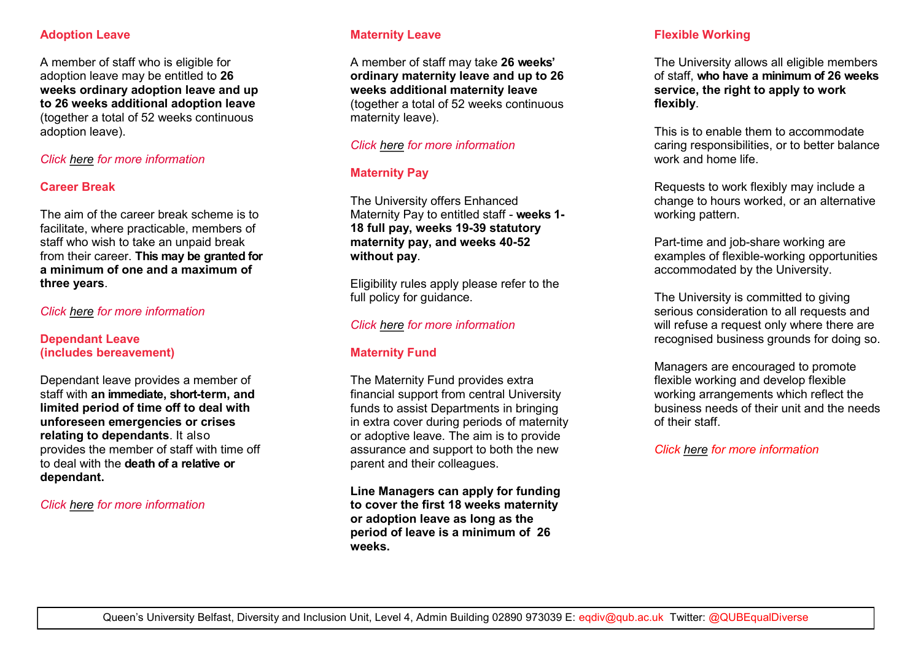## Adoption Leave

A member of staff who is eligible for adoption leave may be entitled to **26 weeks ordinary adoption leave and up to 26 weeks additional adoption leave** (together a total of 52 weeks continuous adoption leave).

*Click here for more information*

## Career Break

The aim of the career break scheme is to facilitate, where practicable, members of staff who wish to take an unpaid break from their career. **This may be granted for a minimum of one and a maximum of three years**.

*Click here for more information*

## Dependant Leave (includes bereavement)

Dependant leave provides a member of staff with **an immediate, short-term, and limited period of time off to deal with unforeseen emergencies or crises relating to dependants**. It also provides the member of staff with time off to deal with the **death of a relative or dependant.**

*Click here for more information*

## Maternity Leave

A member of staff may take **26 weeks' ordinary maternity leave and up to 26 weeks additional maternity leave** (together a total of 52 weeks continuous maternity leave).

*Click here for more information*

## Maternity Pay

The University offers Enhanced Maternity Pay to entitled staff - **weeks 1-18 full pay, weeks 19-39 statutory maternity pay, and weeks 40-52 without pay**.

Eligibility rules apply please refer to the full policy for guidance.

*Click here for more information*

## Maternity Fund

The Maternity Fund provides extra financial support from central University funds to assist Departments in bringing in extra cover during periods of maternity or adoptive leave. The aim is to provide assurance and support to both the new parent and their colleagues.

**Line Managers can apply for funding to cover the first 18 weeks maternity or adoption leave as long as the period of leave is a minimum of 26 weeks.**

## Flexible Working

The University allows all eligible members of staff, **who have a minimum of 26 weeks service, the right to apply to work flexibly**.

This is to enable them to accommodate caring responsibilities, or to better balance work and home life.

Requests to work flexibly may include a change to hours worked, or an alternative working pattern.

Part-time and job-share working are examples of flexible-working opportunities accommodated by the University.

The University is committed to giving serious consideration to all requests and will refuse a request only where there are recognised business grounds for doing so.

Managers are encouraged to promote flexible working and develop flexible working arrangements which reflect the business needs of their unit and the needs of their staff.

*Click here for more information*

Queen's University Belfast, Diversity and Inclusion Unit, Level 4, Admin Building 02890 973039 E: eqdiv@qub.ac.uk Twitter: @QUBEqualDiverse